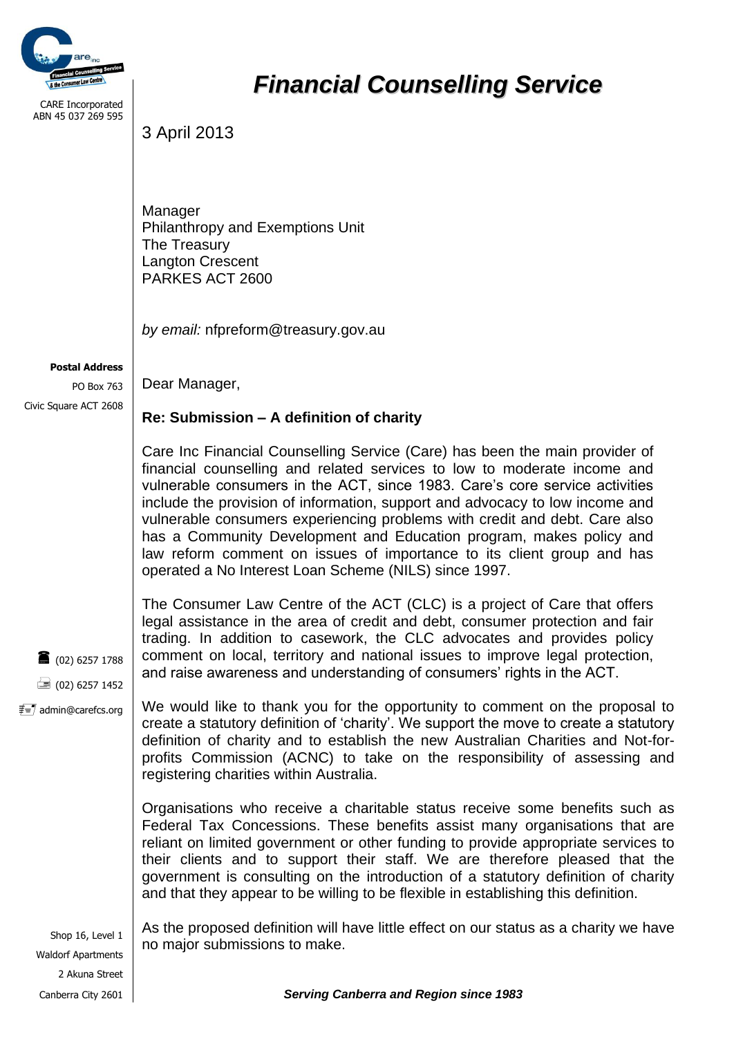CARE Incorporated
ABN 45 037 269 595

# *Financial Counselling Service*

3 April 2013

Manager
Philanthropy and Exemptions Unit
The Treasury
Langton Crescent
PARKES ACT 2600

*by email:* nfpreform@treasury.gov.au

**Postal Address**
PO Box 763
Civic Square ACT 2608

(02) 6257 1788
(02) 6257 1452
admin@carefcs.org

Shop 16, Level 1
Waldorf Apartments
2 Akuna Street
Canberra City 2601

Dear Manager,

**Re: Submission – A definition of charity**

Care Inc Financial Counselling Service (Care) has been the main provider of financial counselling and related services to low to moderate income and vulnerable consumers in the ACT, since 1983. Care's core service activities include the provision of information, support and advocacy to low income and vulnerable consumers experiencing problems with credit and debt. Care also has a Community Development and Education program, makes policy and law reform comment on issues of importance to its client group and has operated a No Interest Loan Scheme (NILS) since 1997.

The Consumer Law Centre of the ACT (CLC) is a project of Care that offers legal assistance in the area of credit and debt, consumer protection and fair trading. In addition to casework, the CLC advocates and provides policy comment on local, territory and national issues to improve legal protection, and raise awareness and understanding of consumers' rights in the ACT.

We would like to thank you for the opportunity to comment on the proposal to create a statutory definition of 'charity'. We support the move to create a statutory definition of charity and to establish the new Australian Charities and Not-for-profits Commission (ACNC) to take on the responsibility of assessing and registering charities within Australia.

Organisations who receive a charitable status receive some benefits such as Federal Tax Concessions. These benefits assist many organisations that are reliant on limited government or other funding to provide appropriate services to their clients and to support their staff. We are therefore pleased that the government is consulting on the introduction of a statutory definition of charity and that they appear to be willing to be flexible in establishing this definition.

As the proposed definition will have little effect on our status as a charity we have no major submissions to make.

***Serving Canberra and Region since 1983***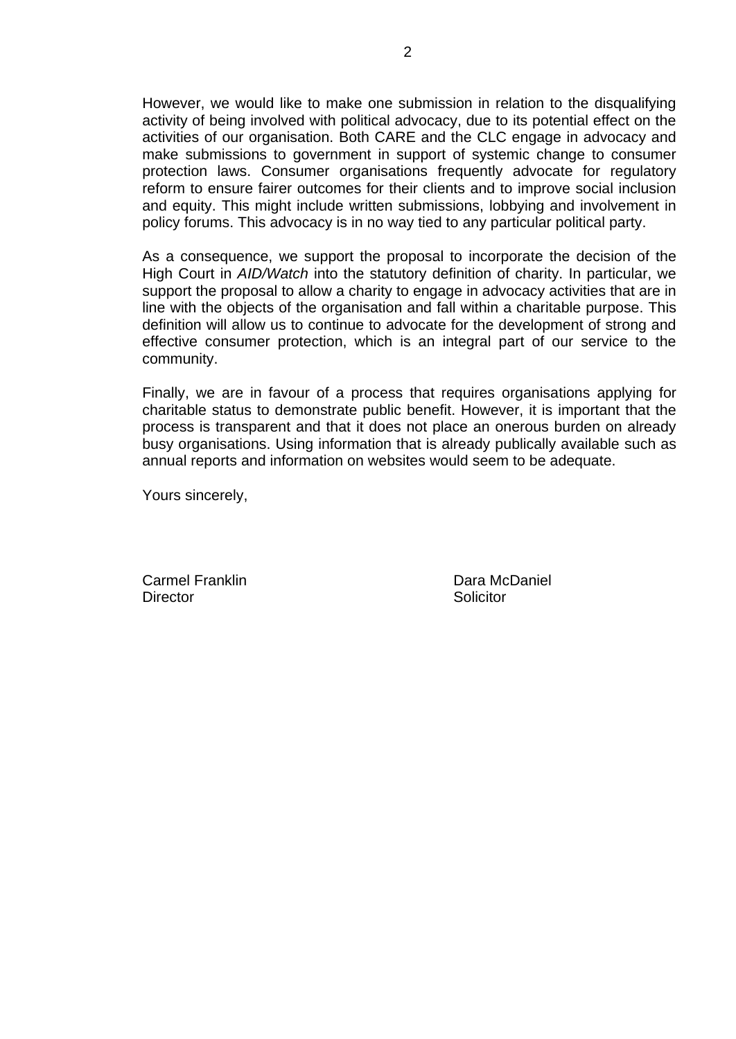However, we would like to make one submission in relation to the disqualifying activity of being involved with political advocacy, due to its potential effect on the activities of our organisation. Both CARE and the CLC engage in advocacy and make submissions to government in support of systemic change to consumer protection laws. Consumer organisations frequently advocate for regulatory reform to ensure fairer outcomes for their clients and to improve social inclusion and equity. This might include written submissions, lobbying and involvement in policy forums. This advocacy is in no way tied to any particular political party.

As a consequence, we support the proposal to incorporate the decision of the High Court in *AID/Watch* into the statutory definition of charity. In particular, we support the proposal to allow a charity to engage in advocacy activities that are in line with the objects of the organisation and fall within a charitable purpose. This definition will allow us to continue to advocate for the development of strong and effective consumer protection, which is an integral part of our service to the community.

Finally, we are in favour of a process that requires organisations applying for charitable status to demonstrate public benefit. However, it is important that the process is transparent and that it does not place an onerous burden on already busy organisations. Using information that is already publically available such as annual reports and information on websites would seem to be adequate.

Yours sincerely,

Carmel Franklin
Director

Dara McDaniel
Solicitor